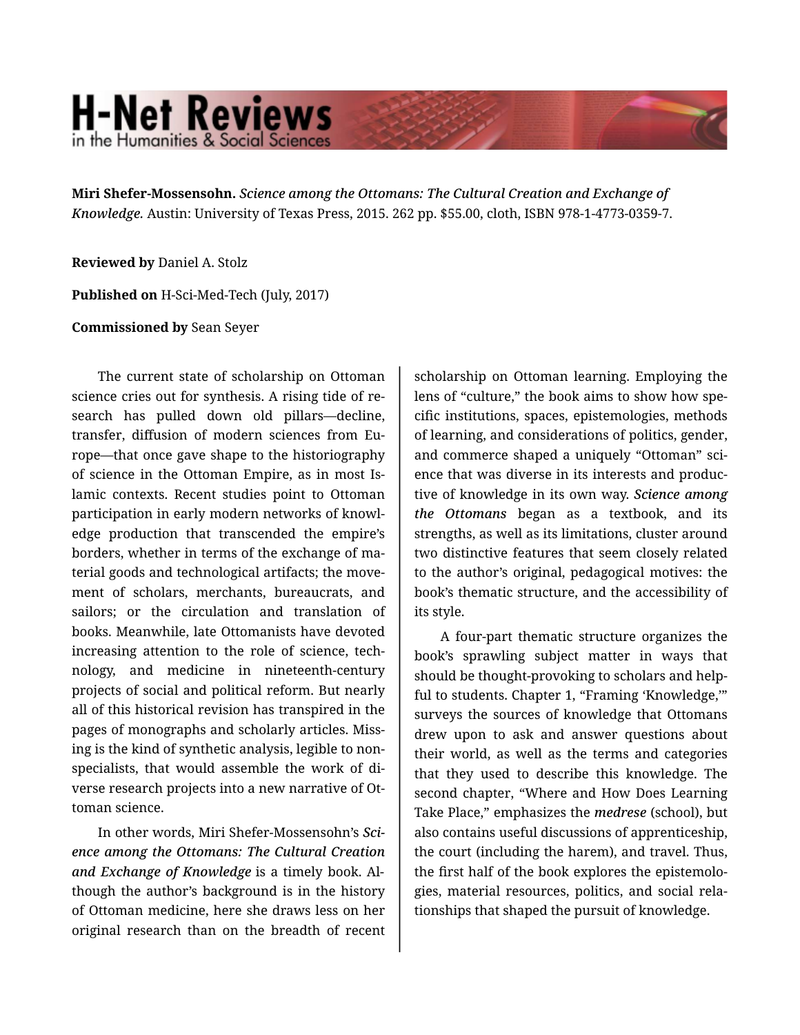**Miri Shefer-Mossensohn.** *Science among the Ottomans: The Cultural Creation and Exchange of Knowledge.* Austin: University of Texas Press, 2015. 262 pp. $55.00, cloth, ISBN 978-1-4773-0359-7.

**Reviewed by** Daniel A. Stolz

**Published on** H-Sci-Med-Tech (July, 2017)

**Commissioned by** Sean Seyer

The current state of scholarship on Ottoman science cries out for synthesis. A rising tide of research has pulled down old pillars—decline, transfer, diffusion of modern sciences from Europe—that once gave shape to the historiography of science in the Ottoman Empire, as in most Islamic contexts. Recent studies point to Ottoman participation in early modern networks of knowledge production that transcended the empire's borders, whether in terms of the exchange of material goods and technological artifacts; the movement of scholars, merchants, bureaucrats, and sailors; or the circulation and translation of books. Meanwhile, late Ottomanists have devoted increasing attention to the role of science, technology, and medicine in nineteenth-century projects of social and political reform. But nearly all of this historical revision has transpired in the pages of monographs and scholarly articles. Missing is the kind of synthetic analysis, legible to nonspecialists, that would assemble the work of diverse research projects into a new narrative of Ottoman science.

In other words, Miri Shefer-Mossensohn's ***Science among the Ottomans: The Cultural Creation and Exchange of Knowledge*** is a timely book. Although the author's background is in the history of Ottoman medicine, here she draws less on her original research than on the breadth of recent scholarship on Ottoman learning. Employing the lens of "culture," the book aims to show how specific institutions, spaces, epistemologies, methods of learning, and considerations of politics, gender, and commerce shaped a uniquely "Ottoman" science that was diverse in its interests and productive of knowledge in its own way. ***Science among the Ottomans*** began as a textbook, and its strengths, as well as its limitations, cluster around two distinctive features that seem closely related to the author's original, pedagogical motives: the book's thematic structure, and the accessibility of its style.

A four-part thematic structure organizes the book's sprawling subject matter in ways that should be thought-provoking to scholars and helpful to students. Chapter 1, "Framing 'Knowledge,'" surveys the sources of knowledge that Ottomans drew upon to ask and answer questions about their world, as well as the terms and categories that they used to describe this knowledge. The second chapter, "Where and How Does Learning Take Place," emphasizes the ***medrese*** (school), but also contains useful discussions of apprenticeship, the court (including the harem), and travel. Thus, the first half of the book explores the epistemologies, material resources, politics, and social relationships that shaped the pursuit of knowledge.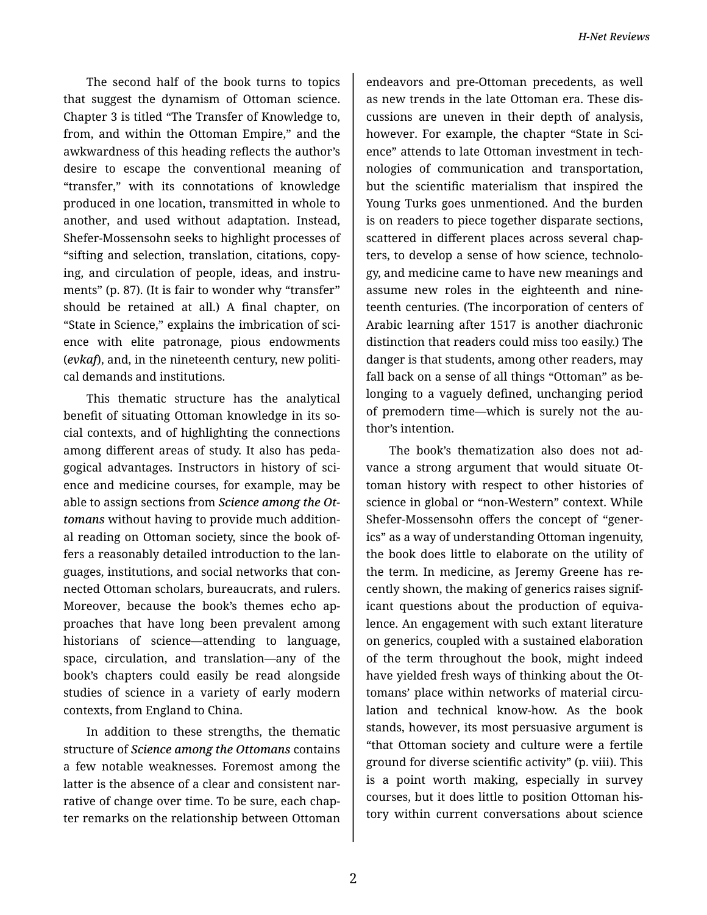The second half of the book turns to topics that suggest the dynamism of Ottoman science. Chapter 3 is titled "The Transfer of Knowledge to, from, and within the Ottoman Empire," and the awkwardness of this heading reflects the author's desire to escape the conventional meaning of "transfer," with its connotations of knowledge produced in one location, transmitted in whole to another, and used without adaptation. Instead, Shefer-Mossensohn seeks to highlight processes of "sifting and selection, translation, citations, copying, and circulation of people, ideas, and instruments" (p. 87). (It is fair to wonder why "transfer" should be retained at all.) A final chapter, on "State in Science," explains the imbrication of science with elite patronage, pious endowments (*evkaf*), and, in the nineteenth century, new political demands and institutions.

This thematic structure has the analytical benefit of situating Ottoman knowledge in its social contexts, and of highlighting the connections among different areas of study. It also has pedagogical advantages. Instructors in history of science and medicine courses, for example, may be able to assign sections from *Science among the Ottomans* without having to provide much additional reading on Ottoman society, since the book offers a reasonably detailed introduction to the languages, institutions, and social networks that connected Ottoman scholars, bureaucrats, and rulers. Moreover, because the book's themes echo approaches that have long been prevalent among historians of science—attending to language, space, circulation, and translation—any of the book's chapters could easily be read alongside studies of science in a variety of early modern contexts, from England to China.

In addition to these strengths, the thematic structure of *Science among the Ottomans* contains a few notable weaknesses. Foremost among the latter is the absence of a clear and consistent narrative of change over time. To be sure, each chapter remarks on the relationship between Ottoman endeavors and pre-Ottoman precedents, as well as new trends in the late Ottoman era. These discussions are uneven in their depth of analysis, however. For example, the chapter "State in Science" attends to late Ottoman investment in technologies of communication and transportation, but the scientific materialism that inspired the Young Turks goes unmentioned. And the burden is on readers to piece together disparate sections, scattered in different places across several chapters, to develop a sense of how science, technology, and medicine came to have new meanings and assume new roles in the eighteenth and nineteenth centuries. (The incorporation of centers of Arabic learning after 1517 is another diachronic distinction that readers could miss too easily.) The danger is that students, among other readers, may fall back on a sense of all things "Ottoman" as belonging to a vaguely defined, unchanging period of premodern time—which is surely not the author's intention.

The book's thematization also does not advance a strong argument that would situate Ottoman history with respect to other histories of science in global or "non-Western" context. While Shefer-Mossensohn offers the concept of "generics" as a way of understanding Ottoman ingenuity, the book does little to elaborate on the utility of the term. In medicine, as Jeremy Greene has recently shown, the making of generics raises significant questions about the production of equivalence. An engagement with such extant literature on generics, coupled with a sustained elaboration of the term throughout the book, might indeed have yielded fresh ways of thinking about the Ottomans' place within networks of material circulation and technical know-how. As the book stands, however, its most persuasive argument is "that Ottoman society and culture were a fertile ground for diverse scientific activity" (p. viii). This is a point worth making, especially in survey courses, but it does little to position Ottoman history within current conversations about science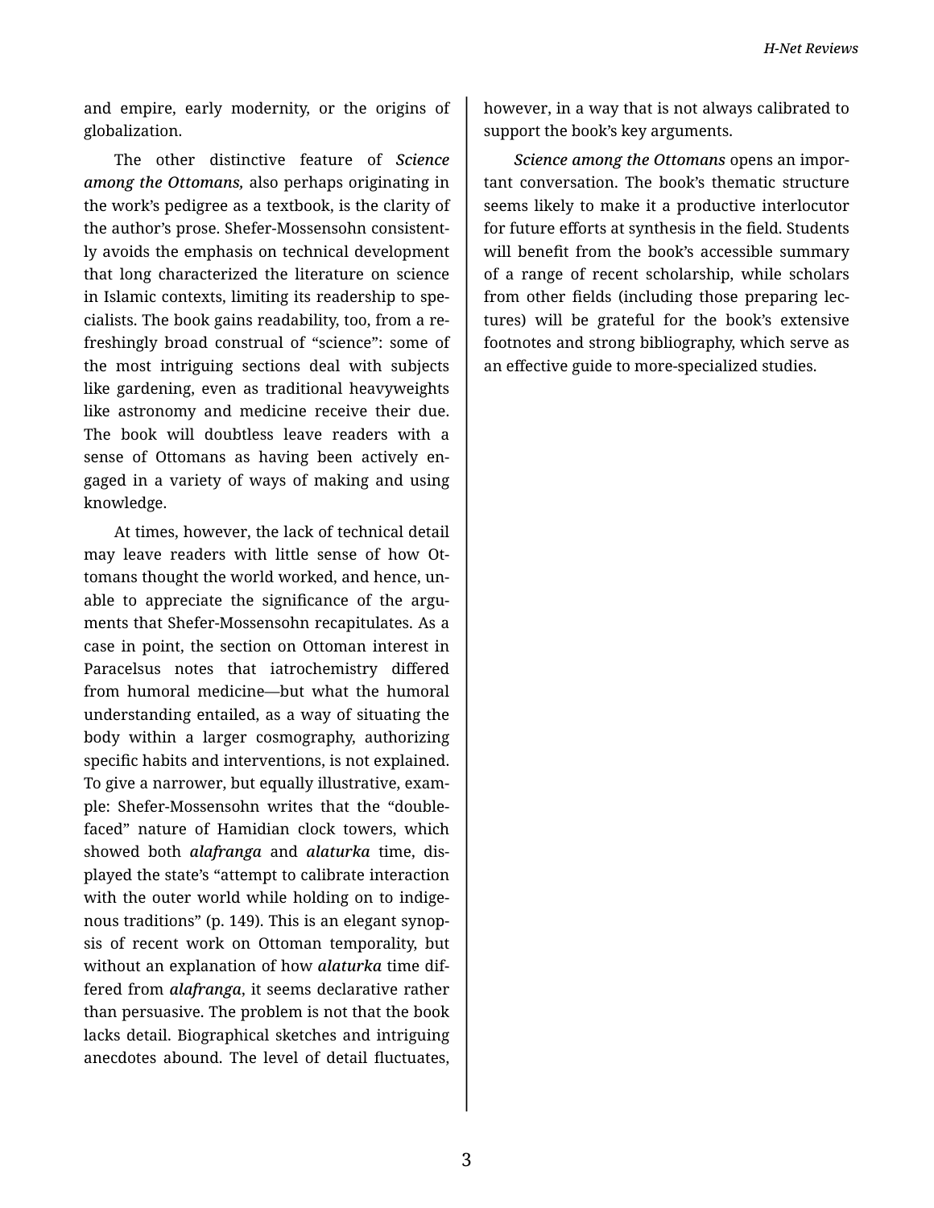and empire, early modernity, or the origins of globalization.

The other distinctive feature of *Science among the Ottomans,* also perhaps originating in the work's pedigree as a textbook, is the clarity of the author's prose. Shefer-Mossensohn consistently avoids the emphasis on technical development that long characterized the literature on science in Islamic contexts, limiting its readership to specialists. The book gains readability, too, from a refreshingly broad construal of "science": some of the most intriguing sections deal with subjects like gardening, even as traditional heavyweights like astronomy and medicine receive their due. The book will doubtless leave readers with a sense of Ottomans as having been actively engaged in a variety of ways of making and using knowledge.

At times, however, the lack of technical detail may leave readers with little sense of how Ottomans thought the world worked, and hence, unable to appreciate the significance of the arguments that Shefer-Mossensohn recapitulates. As a case in point, the section on Ottoman interest in Paracelsus notes that iatrochemistry differed from humoral medicine—but what the humoral understanding entailed, as a way of situating the body within a larger cosmography, authorizing specific habits and interventions, is not explained. To give a narrower, but equally illustrative, example: Shefer-Mossensohn writes that the "double-faced" nature of Hamidian clock towers, which showed both ***alafranga*** and ***alaturka*** time, displayed the state's "attempt to calibrate interaction with the outer world while holding on to indigenous traditions" (p. 149). This is an elegant synopsis of recent work on Ottoman temporality, but without an explanation of how ***alaturka*** time differed from ***alafranga***, it seems declarative rather than persuasive. The problem is not that the book lacks detail. Biographical sketches and intriguing anecdotes abound. The level of detail fluctuates, however, in a way that is not always calibrated to support the book's key arguments.

*Science among the Ottomans* opens an important conversation. The book's thematic structure seems likely to make it a productive interlocutor for future efforts at synthesis in the field. Students will benefit from the book's accessible summary of a range of recent scholarship, while scholars from other fields (including those preparing lectures) will be grateful for the book's extensive footnotes and strong bibliography, which serve as an effective guide to more-specialized studies.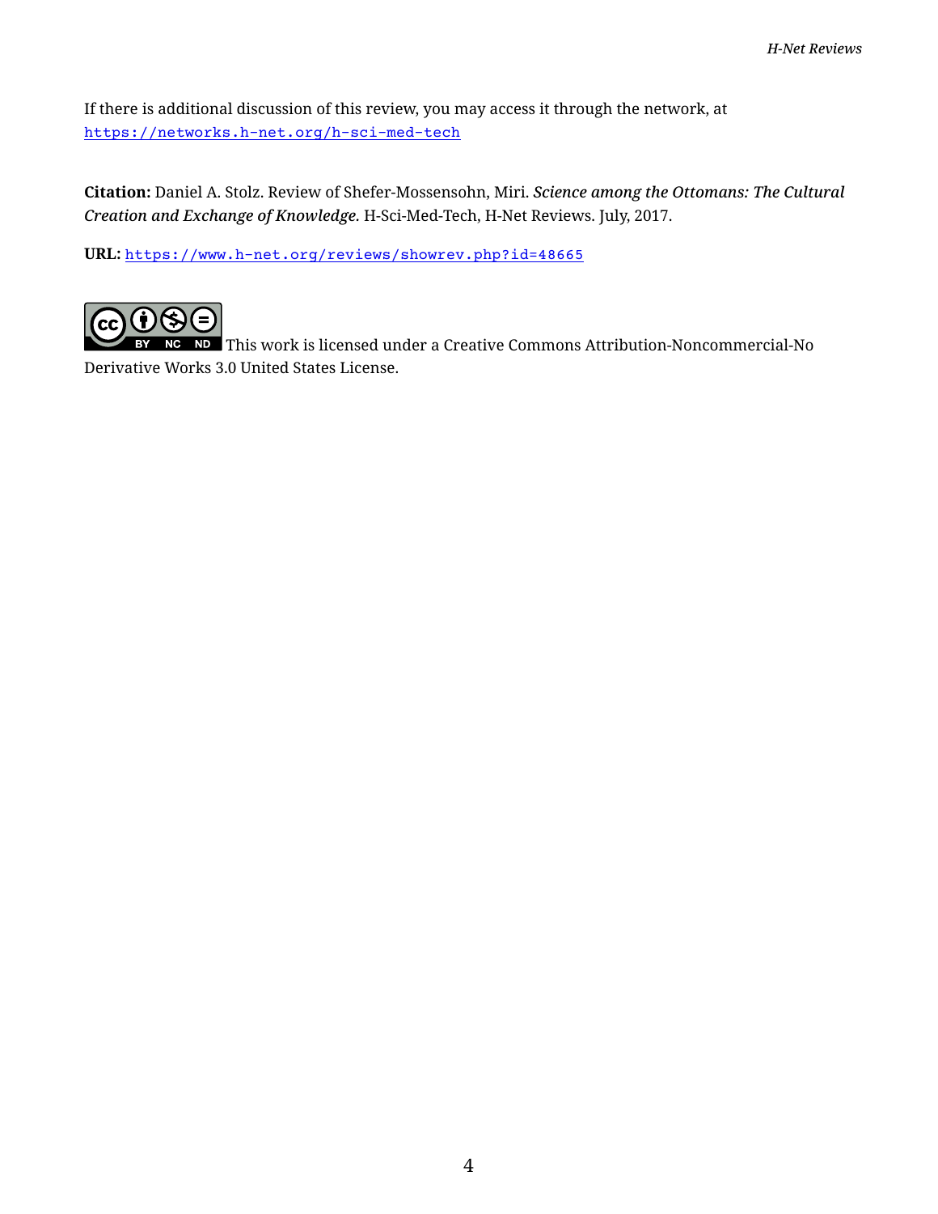If there is additional discussion of this review, you may access it through the network, at https://networks.h-net.org/h-sci-med-tech

**Citation:** Daniel A. Stolz. Review of Shefer-Mossensohn, Miri. *Science among the Ottomans: The Cultural Creation and Exchange of Knowledge.* H-Sci-Med-Tech, H-Net Reviews. July, 2017.

**URL:** https://www.h-net.org/reviews/showrev.php?id=48665

This work is licensed under a Creative Commons Attribution-Noncommercial-No Derivative Works 3.0 United States License.